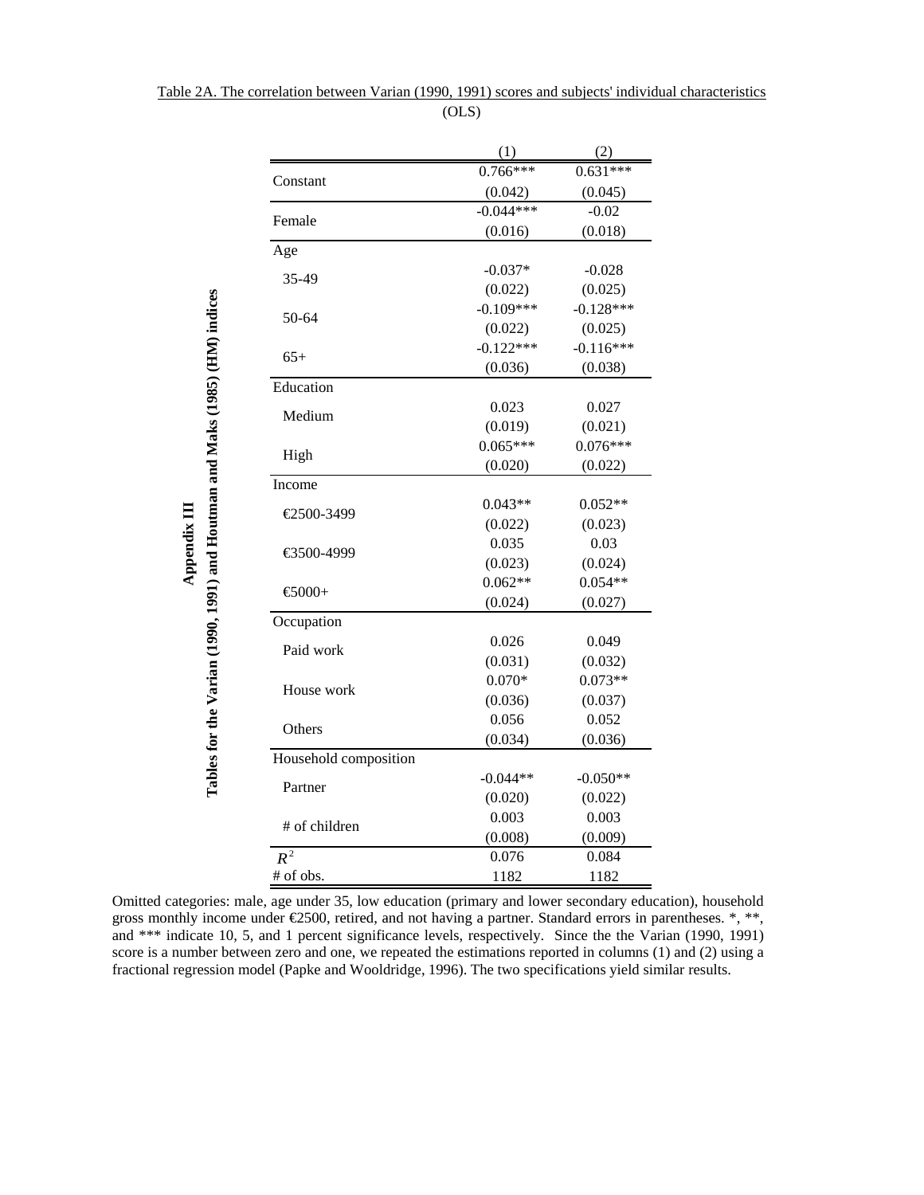# Appendix III

## Tables for the Varian (1990, 1991) and Houtman and Maks (1985) (HM) indices

Table 2A. The correlation between Varian (1990, 1991) scores and subjects' individual characteristics (OLS)

| | (1) | (2) |
|---|---|---|
| Constant | 0.766*** | 0.631*** |
| | (0.042) | (0.045) |
| Female | -0.044*** | -0.02 |
| | (0.016) | (0.018) |
| Age | | |
| 35-49 | -0.037* | -0.028 |
| | (0.022) | (0.025) |
| 50-64 | -0.109*** | -0.128*** |
| | (0.022) | (0.025) |
| 65+ | -0.122*** | -0.116*** |
| | (0.036) | (0.038) |
| Education | | |
| Medium | 0.023 | 0.027 |
| | (0.019) | (0.021) |
| High | 0.065*** | 0.076*** |
| | (0.020) | (0.022) |
| Income | | |
| €2500-3499 | 0.043** | 0.052** |
| | (0.022) | (0.023) |
| €3500-4999 | 0.035 | 0.03 |
| | (0.023) | (0.024) |
| €5000+ | 0.062** | 0.054** |
| | (0.024) | (0.027) |
| Occupation | | |
| Paid work | 0.026 | 0.049 |
| | (0.031) | (0.032) |
| House work | 0.070* | 0.073** |
| | (0.036) | (0.037) |
| Others | 0.056 | 0.052 |
| | (0.034) | (0.036) |
| Household composition | | |
| Partner | -0.044** | -0.050** |
| | (0.020) | (0.022) |
| # of children | 0.003 | 0.003 |
| | (0.008) | (0.009) |
| $R^2$ | 0.076 | 0.084 |
| # of obs. | 1182 | 1182 |

Omitted categories: male, age under 35, low education (primary and lower secondary education), household gross monthly income under €2500, retired, and not having a partner. Standard errors in parentheses. *, **, and *** indicate 10, 5, and 1 percent significance levels, respectively. Since the the Varian (1990, 1991) score is a number between zero and one, we repeated the estimations reported in columns (1) and (2) using a fractional regression model (Papke and Wooldridge, 1996). The two specifications yield similar results.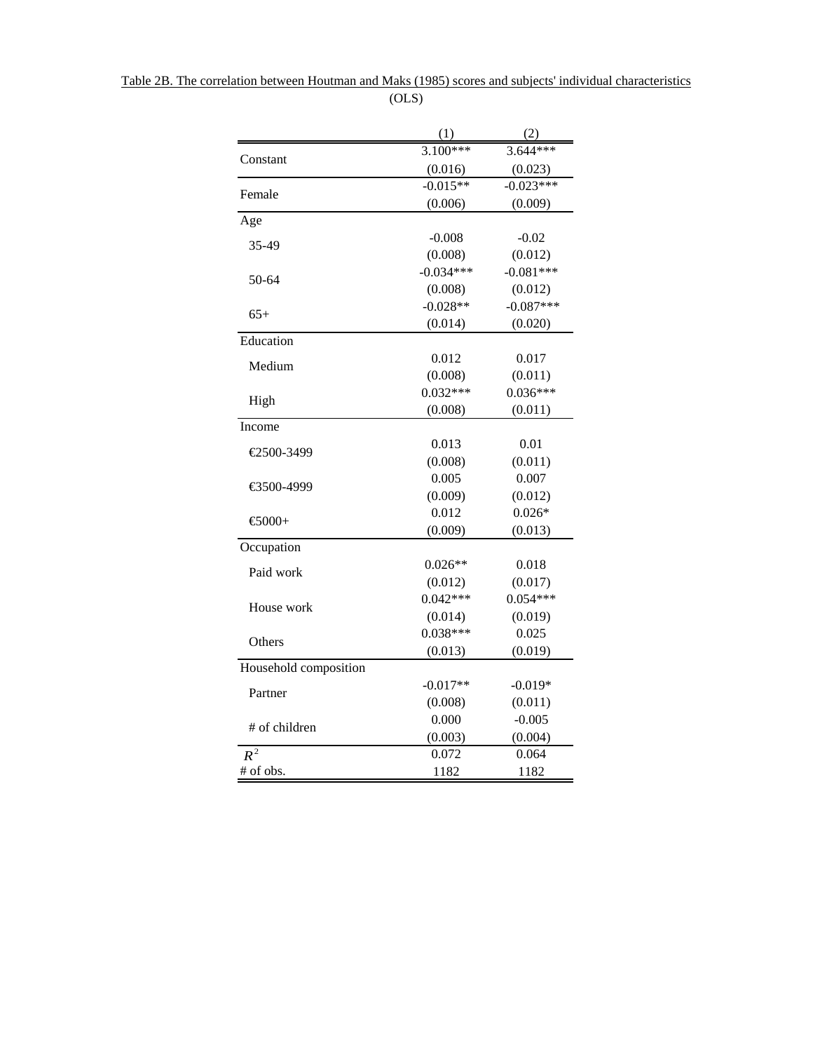Table 2B. The correlation between Houtman and Maks (1985) scores and subjects' individual characteristics (OLS)

| | (1) | (2) |
|---|---|---|
| Constant | 3.100*** | 3.644*** |
| | (0.016) | (0.023) |
| Female | -0.015** | -0.023*** |
| | (0.006) | (0.009) |
| Age | | |
| 35-49 | -0.008 | -0.02 |
| | (0.008) | (0.012) |
| 50-64 | -0.034*** | -0.081*** |
| | (0.008) | (0.012) |
| 65+ | -0.028** | -0.087*** |
| | (0.014) | (0.020) |
| Education | | |
| Medium | 0.012 | 0.017 |
| | (0.008) | (0.011) |
| High | 0.032*** | 0.036*** |
| | (0.008) | (0.011) |
| Income | | |
| €2500-3499 | 0.013 | 0.01 |
| | (0.008) | (0.011) |
| €3500-4999 | 0.005 | 0.007 |
| | (0.009) | (0.012) |
| €5000+ | 0.012 | 0.026* |
| | (0.009) | (0.013) |
| Occupation | | |
| Paid work | 0.026** | 0.018 |
| | (0.012) | (0.017) |
| House work | 0.042*** | 0.054*** |
| | (0.014) | (0.019) |
| Others | 0.038*** | 0.025 |
| | (0.013) | (0.019) |
| Household composition | | |
| Partner | -0.017** | -0.019* |
| | (0.008) | (0.011) |
| # of children | 0.000 | -0.005 |
| | (0.003) | (0.004) |
| $R^2$ | 0.072 | 0.064 |
| # of obs. | 1182 | 1182 |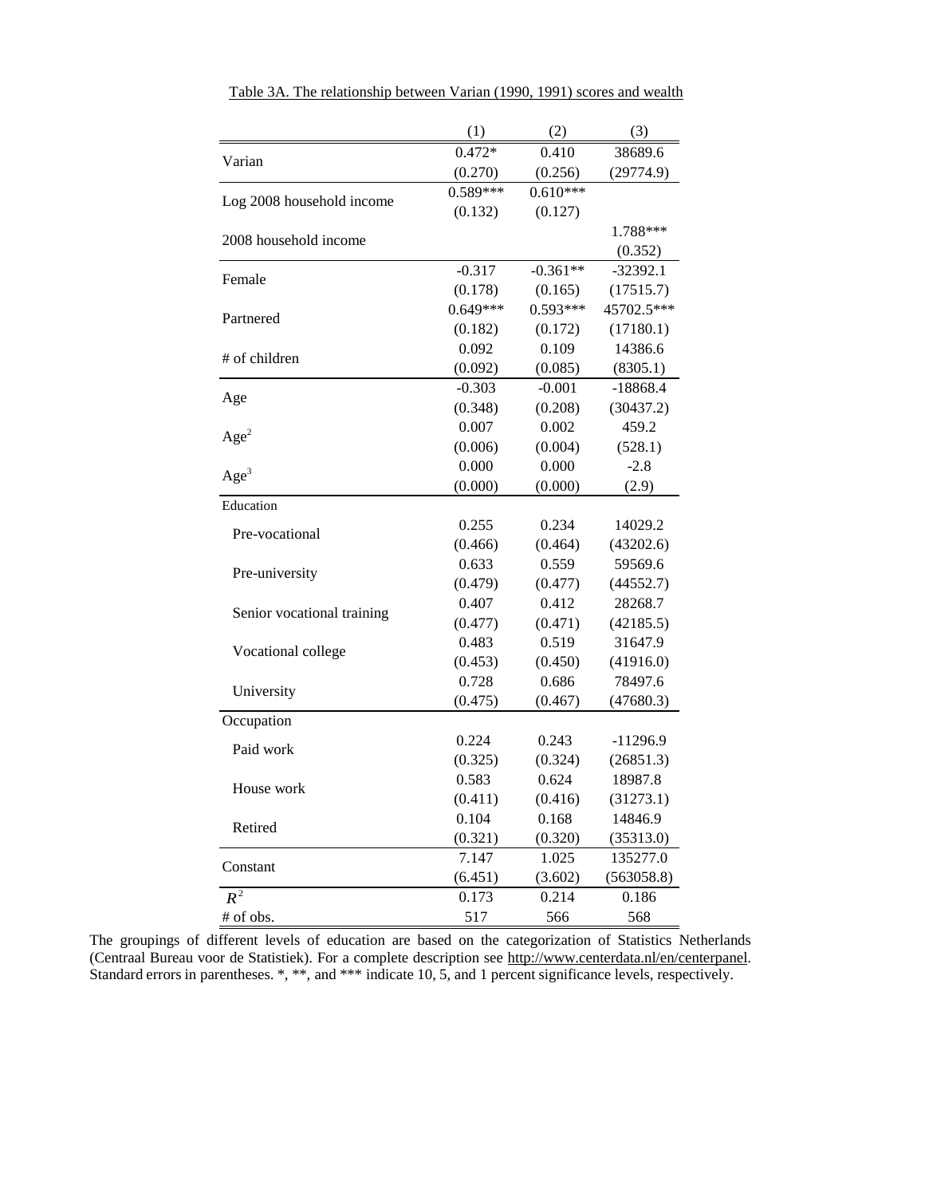Table 3A. The relationship between Varian (1990, 1991) scores and wealth

| | (1) | (2) | (3) |
|---|---|---|---|
| Varian | 0.472* | 0.410 | 38689.6 |
| | (0.270) | (0.256) | (29774.9) |
| Log 2008 household income | 0.589*** | 0.610*** | |
| | (0.132) | (0.127) | |
| 2008 household income | | | 1.788*** |
| | | | (0.352) |
| Female | -0.317 | -0.361** | -32392.1 |
| | (0.178) | (0.165) | (17515.7) |
| Partnered | 0.649*** | 0.593*** | 45702.5*** |
| | (0.182) | (0.172) | (17180.1) |
| # of children | 0.092 | 0.109 | 14386.6 |
| | (0.092) | (0.085) | (8305.1) |
| Age | -0.303 | -0.001 | -18868.4 |
| | (0.348) | (0.208) | (30437.2) |
| $Age^2$ | 0.007 | 0.002 | 459.2 |
| | (0.006) | (0.004) | (528.1) |
| $Age^3$ | 0.000 | 0.000 | -2.8 |
| | (0.000) | (0.000) | (2.9) |
| Education | | | |
| Pre-vocational | 0.255 | 0.234 | 14029.2 |
| | (0.466) | (0.464) | (43202.6) |
| Pre-university | 0.633 | 0.559 | 59569.6 |
| | (0.479) | (0.477) | (44552.7) |
| Senior vocational training | 0.407 | 0.412 | 28268.7 |
| | (0.477) | (0.471) | (42185.5) |
| Vocational college | 0.483 | 0.519 | 31647.9 |
| | (0.453) | (0.450) | (41916.0) |
| University | 0.728 | 0.686 | 78497.6 |
| | (0.475) | (0.467) | (47680.3) |
| Occupation | | | |
| Paid work | 0.224 | 0.243 | -11296.9 |
| | (0.325) | (0.324) | (26851.3) |
| House work | 0.583 | 0.624 | 18987.8 |
| | (0.411) | (0.416) | (31273.1) |
| Retired | 0.104 | 0.168 | 14846.9 |
| | (0.321) | (0.320) | (35313.0) |
| Constant | 7.147 | 1.025 | 135277.0 |
| | (6.451) | (3.602) | (563058.8) |
| $R^2$ | 0.173 | 0.214 | 0.186 |
| # of obs. | 517 | 566 | 568 |

The groupings of different levels of education are based on the categorization of Statistics Netherlands (Centraal Bureau voor de Statistiek). For a complete description see http://www.centerdata.nl/en/centerpanel. Standard errors in parentheses. *, **, and *** indicate 10, 5, and 1 percent significance levels, respectively.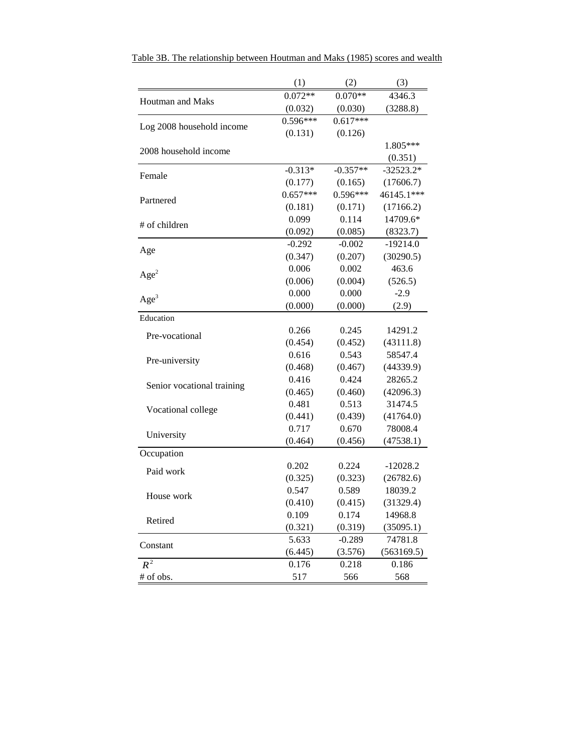Table 3B. The relationship between Houtman and Maks (1985) scores and wealth

| | (1) | (2) | (3) |
|---|---|---|---|
| Houtman and Maks | 0.072** | 0.070** | 4346.3 |
| | (0.032) | (0.030) | (3288.8) |
| Log 2008 household income | 0.596*** | 0.617*** | |
| | (0.131) | (0.126) | |
| 2008 household income | | | 1.805*** |
| | | | (0.351) |
| Female | -0.313* | -0.357** | -32523.2* |
| | (0.177) | (0.165) | (17606.7) |
| Partnered | 0.657*** | 0.596*** | 46145.1*** |
| | (0.181) | (0.171) | (17166.2) |
| # of children | 0.099 | 0.114 | 14709.6* |
| | (0.092) | (0.085) | (8323.7) |
| Age | -0.292 | -0.002 | -19214.0 |
| | (0.347) | (0.207) | (30290.5) |
| $Age^2$ | 0.006 | 0.002 | 463.6 |
| | (0.006) | (0.004) | (526.5) |
| $Age^3$ | 0.000 | 0.000 | -2.9 |
| | (0.000) | (0.000) | (2.9) |
| Education | | | |
| Pre-vocational | 0.266 | 0.245 | 14291.2 |
| | (0.454) | (0.452) | (43111.8) |
| Pre-university | 0.616 | 0.543 | 58547.4 |
| | (0.468) | (0.467) | (44339.9) |
| Senior vocational training | 0.416 | 0.424 | 28265.2 |
| | (0.465) | (0.460) | (42096.3) |
| Vocational college | 0.481 | 0.513 | 31474.5 |
| | (0.441) | (0.439) | (41764.0) |
| University | 0.717 | 0.670 | 78008.4 |
| | (0.464) | (0.456) | (47538.1) |
| Occupation | | | |
| Paid work | 0.202 | 0.224 | -12028.2 |
| | (0.325) | (0.323) | (26782.6) |
| House work | 0.547 | 0.589 | 18039.2 |
| | (0.410) | (0.415) | (31329.4) |
| Retired | 0.109 | 0.174 | 14968.8 |
| | (0.321) | (0.319) | (35095.1) |
| Constant | 5.633 | -0.289 | 74781.8 |
| | (6.445) | (3.576) | (563169.5) |
| $R^2$ | 0.176 | 0.218 | 0.186 |
| # of obs. | 517 | 566 | 568 |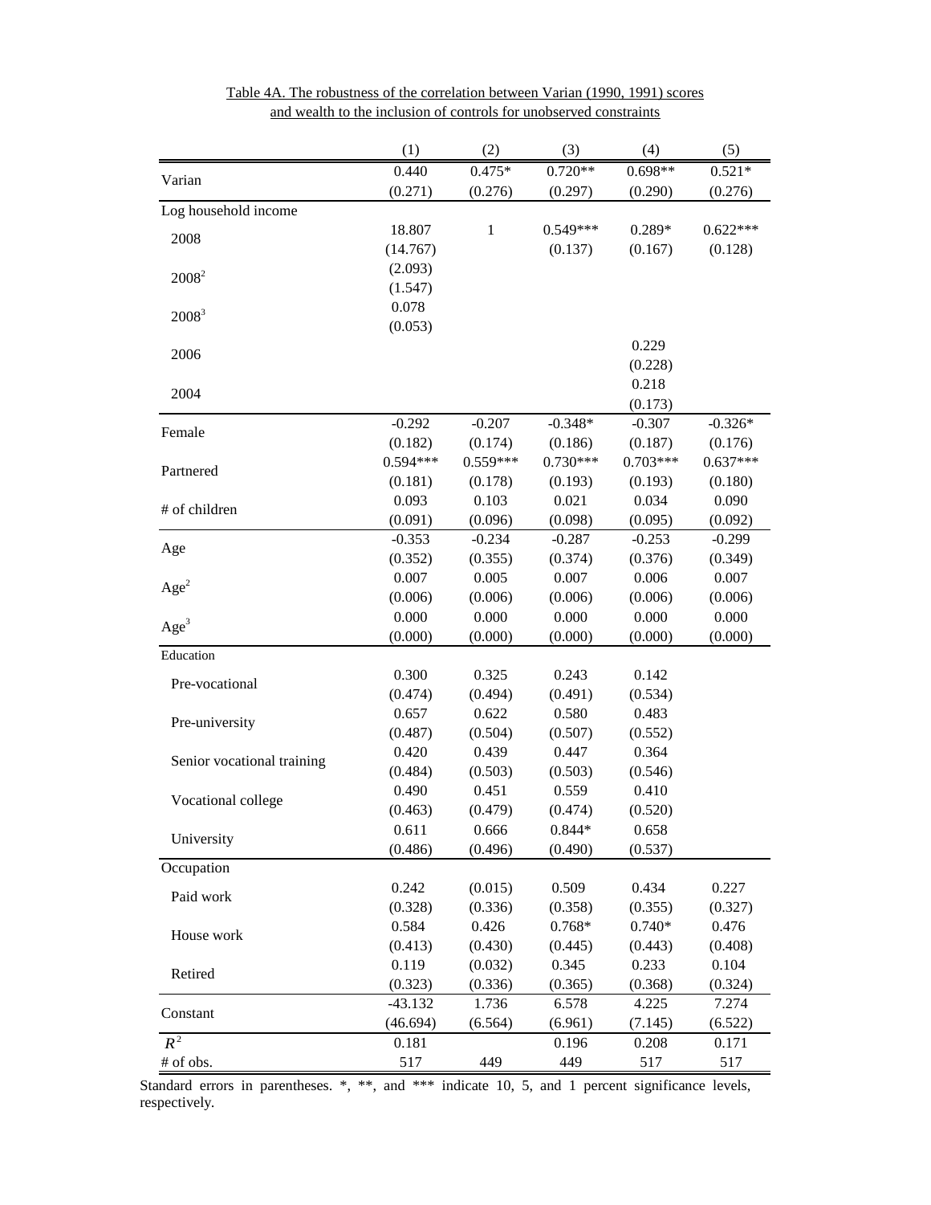Table 4A. The robustness of the correlation between Varian (1990, 1991) scores and wealth to the inclusion of controls for unobserved constraints

| | (1) | (2) | (3) | (4) | (5) |
|---|---|---|---|---|---|
| Varian | 0.440 | 0.475* | 0.720** | 0.698** | 0.521* |
| | (0.271) | (0.276) | (0.297) | (0.290) | (0.276) |
| Log household income | | | | | |
| 2008 | 18.807 | 1 | 0.549*** | 0.289* | 0.622*** |
| | (14.767) | | (0.137) | (0.167) | (0.128) |
| $2008^2$ | (2.093) | | | | |
| | (1.547) | | | | |
| $2008^3$ | 0.078 | | | | |
| | (0.053) | | | | |
| 2006 | | | | 0.229 | |
| | | | | (0.228) | |
| 2004 | | | | 0.218 | |
| | | | | (0.173) | |
| Female | -0.292 | -0.207 | -0.348* | -0.307 | -0.326* |
| | (0.182) | (0.174) | (0.186) | (0.187) | (0.176) |
| Partnered | 0.594*** | 0.559*** | 0.730*** | 0.703*** | 0.637*** |
| | (0.181) | (0.178) | (0.193) | (0.193) | (0.180) |
| # of children | 0.093 | 0.103 | 0.021 | 0.034 | 0.090 |
| | (0.091) | (0.096) | (0.098) | (0.095) | (0.092) |
| Age | -0.353 | -0.234 | -0.287 | -0.253 | -0.299 |
| | (0.352) | (0.355) | (0.374) | (0.376) | (0.349) |
| $Age^2$ | 0.007 | 0.005 | 0.007 | 0.006 | 0.007 |
| | (0.006) | (0.006) | (0.006) | (0.006) | (0.006) |
| $Age^3$ | 0.000 | 0.000 | 0.000 | 0.000 | 0.000 |
| | (0.000) | (0.000) | (0.000) | (0.000) | (0.000) |
| Education | | | | | |
| Pre-vocational | 0.300 | 0.325 | 0.243 | 0.142 | |
| | (0.474) | (0.494) | (0.491) | (0.534) | |
| Pre-university | 0.657 | 0.622 | 0.580 | 0.483 | |
| | (0.487) | (0.504) | (0.507) | (0.552) | |
| Senior vocational training | 0.420 | 0.439 | 0.447 | 0.364 | |
| | (0.484) | (0.503) | (0.503) | (0.546) | |
| Vocational college | 0.490 | 0.451 | 0.559 | 0.410 | |
| | (0.463) | (0.479) | (0.474) | (0.520) | |
| University | 0.611 | 0.666 | 0.844* | 0.658 | |
| | (0.486) | (0.496) | (0.490) | (0.537) | |
| Occupation | | | | | |
| Paid work | 0.242 | (0.015) | 0.509 | 0.434 | 0.227 |
| | (0.328) | (0.336) | (0.358) | (0.355) | (0.327) |
| House work | 0.584 | 0.426 | 0.768* | 0.740* | 0.476 |
| | (0.413) | (0.430) | (0.445) | (0.443) | (0.408) |
| Retired | 0.119 | (0.032) | 0.345 | 0.233 | 0.104 |
| | (0.323) | (0.336) | (0.365) | (0.368) | (0.324) |
| Constant | -43.132 | 1.736 | 6.578 | 4.225 | 7.274 |
| | (46.694) | (6.564) | (6.961) | (7.145) | (6.522) |
| $R^2$ | 0.181 | | 0.196 | 0.208 | 0.171 |
| # of obs. | 517 | 449 | 449 | 517 | 517 |

Standard errors in parentheses. *, **, and *** indicate 10, 5, and 1 percent significance levels, respectively.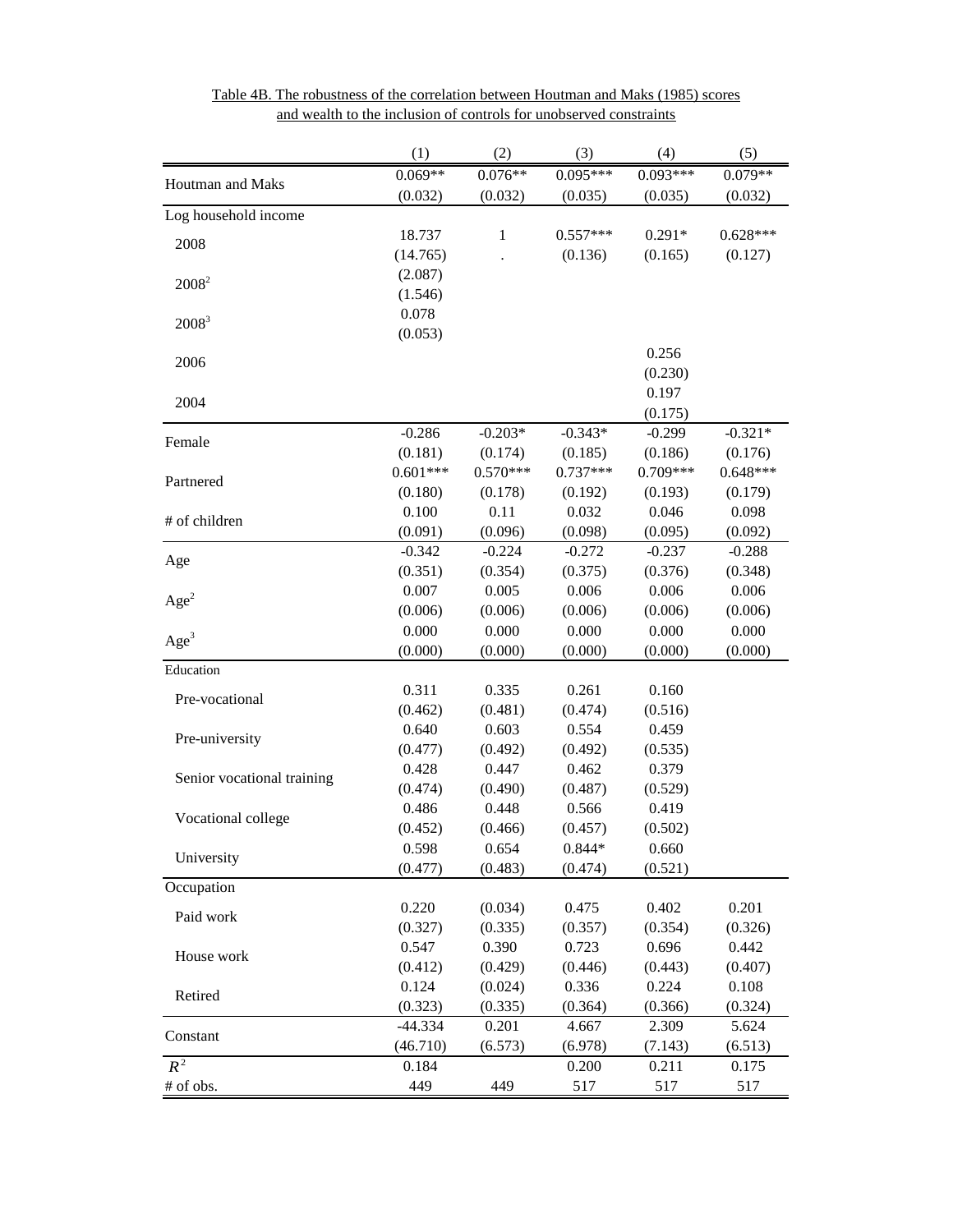Table 4B. The robustness of the correlation between Houtman and Maks (1985) scores and wealth to the inclusion of controls for unobserved constraints

| | (1) | (2) | (3) | (4) | (5) |
|---|---|---|---|---|---|
| Houtman and Maks | 0.069** | 0.076** | 0.095*** | 0.093*** | 0.079** |
| | (0.032) | (0.032) | (0.035) | (0.035) | (0.032) |
| Log household income | | | | | |
| 2008 | 18.737 | 1 | 0.557*** | 0.291* | 0.628*** |
| | (14.765) | . | (0.136) | (0.165) | (0.127) |
| $2008^2$ | (2.087) | | | | |
| | (1.546) | | | | |
| $2008^3$ | 0.078 | | | | |
| | (0.053) | | | | |
| 2006 | | | | 0.256 | |
| | | | | (0.230) | |
| 2004 | | | | 0.197 | |
| | | | | (0.175) | |
| Female | -0.286 | -0.203* | -0.343* | -0.299 | -0.321* |
| | (0.181) | (0.174) | (0.185) | (0.186) | (0.176) |
| Partnered | 0.601*** | 0.570*** | 0.737*** | 0.709*** | 0.648*** |
| | (0.180) | (0.178) | (0.192) | (0.193) | (0.179) |
| # of children | 0.100 | 0.11 | 0.032 | 0.046 | 0.098 |
| | (0.091) | (0.096) | (0.098) | (0.095) | (0.092) |
| Age | -0.342 | -0.224 | -0.272 | -0.237 | -0.288 |
| | (0.351) | (0.354) | (0.375) | (0.376) | (0.348) |
| $Age^2$ | 0.007 | 0.005 | 0.006 | 0.006 | 0.006 |
| | (0.006) | (0.006) | (0.006) | (0.006) | (0.006) |
| $Age^3$ | 0.000 | 0.000 | 0.000 | 0.000 | 0.000 |
| | (0.000) | (0.000) | (0.000) | (0.000) | (0.000) |
| Education | | | | | |
| Pre-vocational | 0.311 | 0.335 | 0.261 | 0.160 | |
| | (0.462) | (0.481) | (0.474) | (0.516) | |
| Pre-university | 0.640 | 0.603 | 0.554 | 0.459 | |
| | (0.477) | (0.492) | (0.492) | (0.535) | |
| Senior vocational training | 0.428 | 0.447 | 0.462 | 0.379 | |
| | (0.474) | (0.490) | (0.487) | (0.529) | |
| Vocational college | 0.486 | 0.448 | 0.566 | 0.419 | |
| | (0.452) | (0.466) | (0.457) | (0.502) | |
| University | 0.598 | 0.654 | 0.844* | 0.660 | |
| | (0.477) | (0.483) | (0.474) | (0.521) | |
| Occupation | | | | | |
| Paid work | 0.220 | (0.034) | 0.475 | 0.402 | 0.201 |
| | (0.327) | (0.335) | (0.357) | (0.354) | (0.326) |
| House work | 0.547 | 0.390 | 0.723 | 0.696 | 0.442 |
| | (0.412) | (0.429) | (0.446) | (0.443) | (0.407) |
| Retired | 0.124 | (0.024) | 0.336 | 0.224 | 0.108 |
| | (0.323) | (0.335) | (0.364) | (0.366) | (0.324) |
| Constant | -44.334 | 0.201 | 4.667 | 2.309 | 5.624 |
| | (46.710) | (6.573) | (6.978) | (7.143) | (6.513) |
| $R^2$ | 0.184 | | 0.200 | 0.211 | 0.175 |
| # of obs. | 449 | 449 | 517 | 517 | 517 |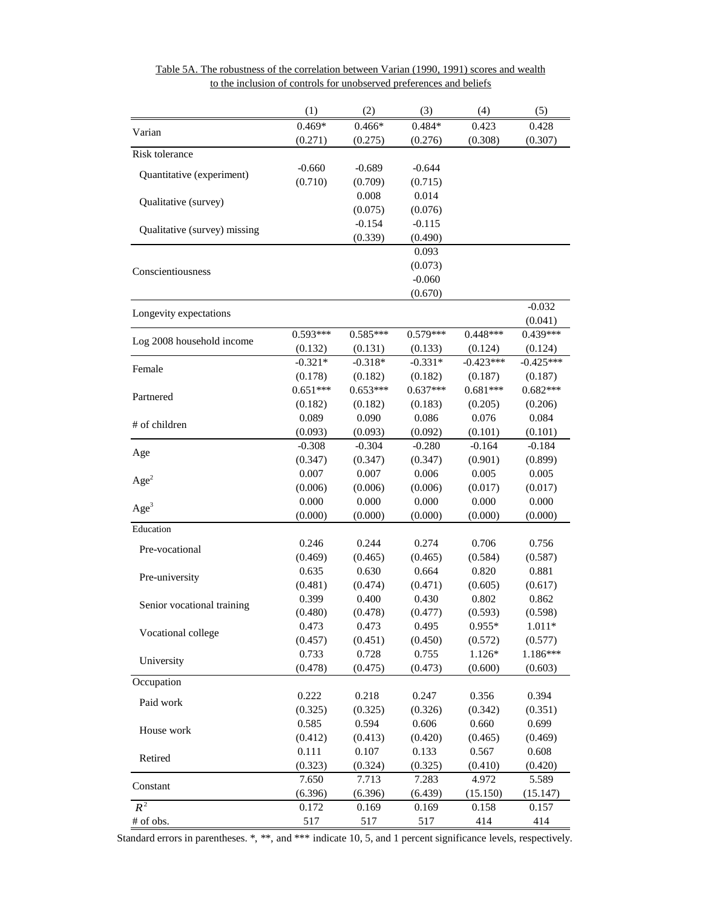Table 5A. The robustness of the correlation between Varian (1990, 1991) scores and wealth to the inclusion of controls for unobserved preferences and beliefs

| | (1) | (2) | (3) | (4) | (5) |
|---|---|---|---|---|---|
| Varian | 0.469* | 0.466* | 0.484* | 0.423 | 0.428 |
| | (0.271) | (0.275) | (0.276) | (0.308) | (0.307) |
| Risk tolerance | | | | | |
| Quantitative (experiment) | -0.660 | -0.689 | -0.644 | | |
| | (0.710) | (0.709) | (0.715) | | |
| Qualitative (survey) | | 0.008 | 0.014 | | |
| | | (0.075) | (0.076) | | |
| Qualitative (survey) missing | | -0.154 | -0.115 | | |
| | | (0.339) | (0.490) | | |
| Conscientiousness | | | 0.093 | | |
| | | | (0.073) | | |
| | | | -0.060 | | |
| | | | (0.670) | | |
| Longevity expectations | | | | | -0.032 |
| | | | | | (0.041) |
| Log 2008 household income | 0.593*** | 0.585*** | 0.579*** | 0.448*** | 0.439*** |
| | (0.132) | (0.131) | (0.133) | (0.124) | (0.124) |
| Female | -0.321* | -0.318* | -0.331* | -0.423*** | -0.425*** |
| | (0.178) | (0.182) | (0.182) | (0.187) | (0.187) |
| Partnered | 0.651*** | 0.653*** | 0.637*** | 0.681*** | 0.682*** |
| | (0.182) | (0.182) | (0.183) | (0.205) | (0.206) |
| # of children | 0.089 | 0.090 | 0.086 | 0.076 | 0.084 |
| | (0.093) | (0.093) | (0.092) | (0.101) | (0.101) |
| Age | -0.308 | -0.304 | -0.280 | -0.164 | -0.184 |
| | (0.347) | (0.347) | (0.347) | (0.901) | (0.899) |
| $Age^2$ | 0.007 | 0.007 | 0.006 | 0.005 | 0.005 |
| | (0.006) | (0.006) | (0.006) | (0.017) | (0.017) |
| $Age^3$ | 0.000 | 0.000 | 0.000 | 0.000 | 0.000 |
| | (0.000) | (0.000) | (0.000) | (0.000) | (0.000) |
| Education | | | | | |
| Pre-vocational | 0.246 | 0.244 | 0.274 | 0.706 | 0.756 |
| | (0.469) | (0.465) | (0.465) | (0.584) | (0.587) |
| Pre-university | 0.635 | 0.630 | 0.664 | 0.820 | 0.881 |
| | (0.481) | (0.474) | (0.471) | (0.605) | (0.617) |
| Senior vocational training | 0.399 | 0.400 | 0.430 | 0.802 | 0.862 |
| | (0.480) | (0.478) | (0.477) | (0.593) | (0.598) |
| Vocational college | 0.473 | 0.473 | 0.495 | 0.955* | 1.011* |
| | (0.457) | (0.451) | (0.450) | (0.572) | (0.577) |
| University | 0.733 | 0.728 | 0.755 | 1.126* | 1.186*** |
| | (0.478) | (0.475) | (0.473) | (0.600) | (0.603) |
| Occupation | | | | | |
| Paid work | 0.222 | 0.218 | 0.247 | 0.356 | 0.394 |
| | (0.325) | (0.325) | (0.326) | (0.342) | (0.351) |
| House work | 0.585 | 0.594 | 0.606 | 0.660 | 0.699 |
| | (0.412) | (0.413) | (0.420) | (0.465) | (0.469) |
| Retired | 0.111 | 0.107 | 0.133 | 0.567 | 0.608 |
| | (0.323) | (0.324) | (0.325) | (0.410) | (0.420) |
| Constant | 7.650 | 7.713 | 7.283 | 4.972 | 5.589 |
| | (6.396) | (6.396) | (6.439) | (15.150) | (15.147) |
| $R^2$ | 0.172 | 0.169 | 0.169 | 0.158 | 0.157 |
| # of obs. | 517 | 517 | 517 | 414 | 414 |

Standard errors in parentheses. *, **, and *** indicate 10, 5, and 1 percent significance levels, respectively.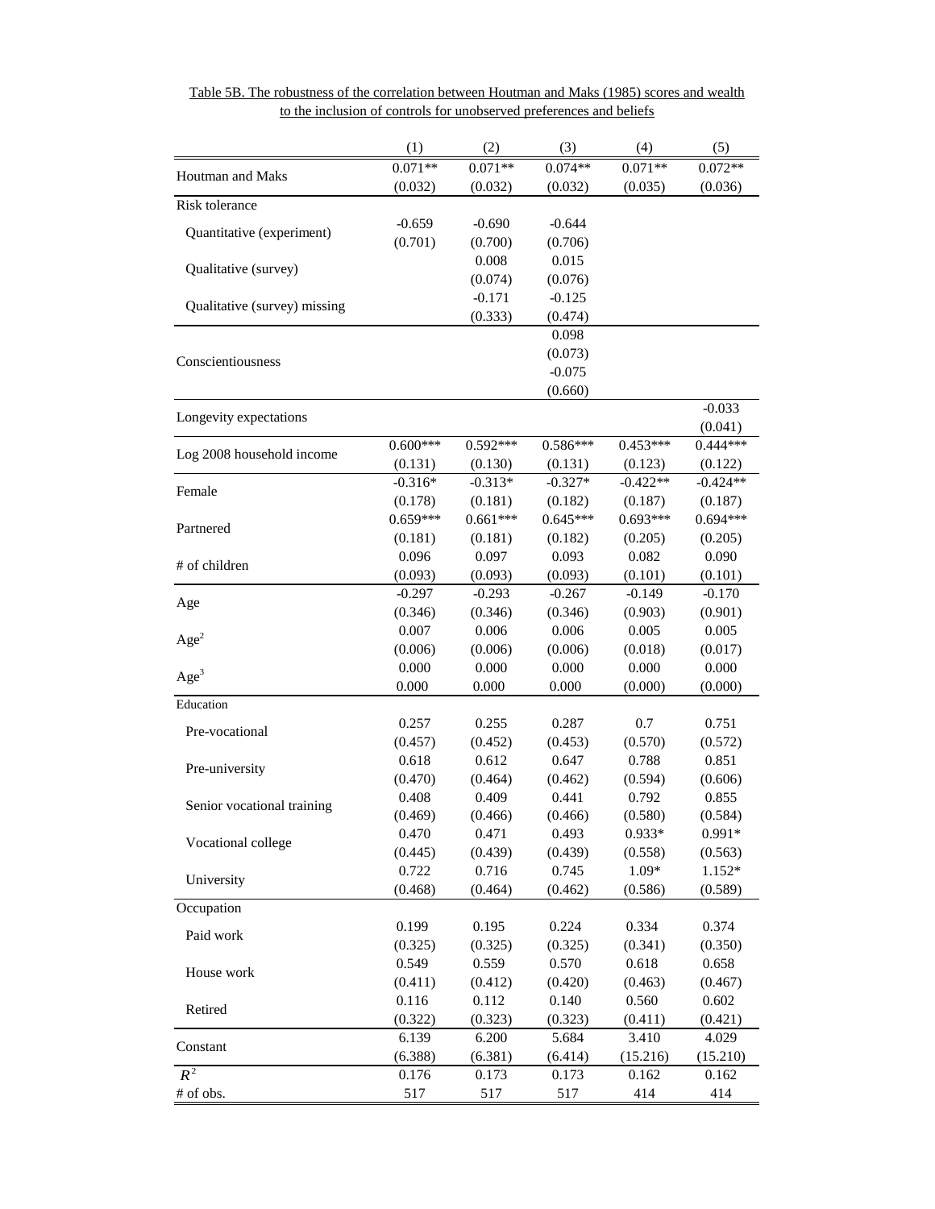Table 5B. The robustness of the correlation between Houtman and Maks (1985) scores and wealth to the inclusion of controls for unobserved preferences and beliefs

| | (1) | (2) | (3) | (4) | (5) |
|---|---|---|---|---|---|
| Houtman and Maks | 0.071** | 0.071** | 0.074** | 0.071** | 0.072** |
| | (0.032) | (0.032) | (0.032) | (0.035) | (0.036) |
| Risk tolerance | | | | | |
| Quantitative (experiment) | -0.659 | -0.690 | -0.644 | | |
| | (0.701) | (0.700) | (0.706) | | |
| Qualitative (survey) | | 0.008 | 0.015 | | |
| | | (0.074) | (0.076) | | |
| Qualitative (survey) missing | | -0.171 | -0.125 | | |
| | | (0.333) | (0.474) | | |
| Conscientiousness | | | 0.098 | | |
| | | | (0.073) | | |
| | | | -0.075 | | |
| | | | (0.660) | | |
| Longevity expectations | | | | | -0.033 |
| | | | | | (0.041) |
| Log 2008 household income | 0.600*** | 0.592*** | 0.586*** | 0.453*** | 0.444*** |
| | (0.131) | (0.130) | (0.131) | (0.123) | (0.122) |
| Female | -0.316* | -0.313* | -0.327* | -0.422** | -0.424** |
| | (0.178) | (0.181) | (0.182) | (0.187) | (0.187) |
| Partnered | 0.659*** | 0.661*** | 0.645*** | 0.693*** | 0.694*** |
| | (0.181) | (0.181) | (0.182) | (0.205) | (0.205) |
| # of children | 0.096 | 0.097 | 0.093 | 0.082 | 0.090 |
| | (0.093) | (0.093) | (0.093) | (0.101) | (0.101) |
| Age | -0.297 | -0.293 | -0.267 | -0.149 | -0.170 |
| | (0.346) | (0.346) | (0.346) | (0.903) | (0.901) |
| $Age^2$ | 0.007 | 0.006 | 0.006 | 0.005 | 0.005 |
| | (0.006) | (0.006) | (0.006) | (0.018) | (0.017) |
| $Age^3$ | 0.000 | 0.000 | 0.000 | 0.000 | 0.000 |
| | 0.000 | 0.000 | 0.000 | (0.000) | (0.000) |
| Education | | | | | |
| Pre-vocational | 0.257 | 0.255 | 0.287 | 0.7 | 0.751 |
| | (0.457) | (0.452) | (0.453) | (0.570) | (0.572) |
| Pre-university | 0.618 | 0.612 | 0.647 | 0.788 | 0.851 |
| | (0.470) | (0.464) | (0.462) | (0.594) | (0.606) |
| Senior vocational training | 0.408 | 0.409 | 0.441 | 0.792 | 0.855 |
| | (0.469) | (0.466) | (0.466) | (0.580) | (0.584) |
| Vocational college | 0.470 | 0.471 | 0.493 | 0.933* | 0.991* |
| | (0.445) | (0.439) | (0.439) | (0.558) | (0.563) |
| University | 0.722 | 0.716 | 0.745 | 1.09* | 1.152* |
| | (0.468) | (0.464) | (0.462) | (0.586) | (0.589) |
| Occupation | | | | | |
| Paid work | 0.199 | 0.195 | 0.224 | 0.334 | 0.374 |
| | (0.325) | (0.325) | (0.325) | (0.341) | (0.350) |
| House work | 0.549 | 0.559 | 0.570 | 0.618 | 0.658 |
| | (0.411) | (0.412) | (0.420) | (0.463) | (0.467) |
| Retired | 0.116 | 0.112 | 0.140 | 0.560 | 0.602 |
| | (0.322) | (0.323) | (0.323) | (0.411) | (0.421) |
| Constant | 6.139 | 6.200 | 5.684 | 3.410 | 4.029 |
| | (6.388) | (6.381) | (6.414) | (15.216) | (15.210) |
| $R^2$ | 0.176 | 0.173 | 0.173 | 0.162 | 0.162 |
| # of obs. | 517 | 517 | 517 | 414 | 414 |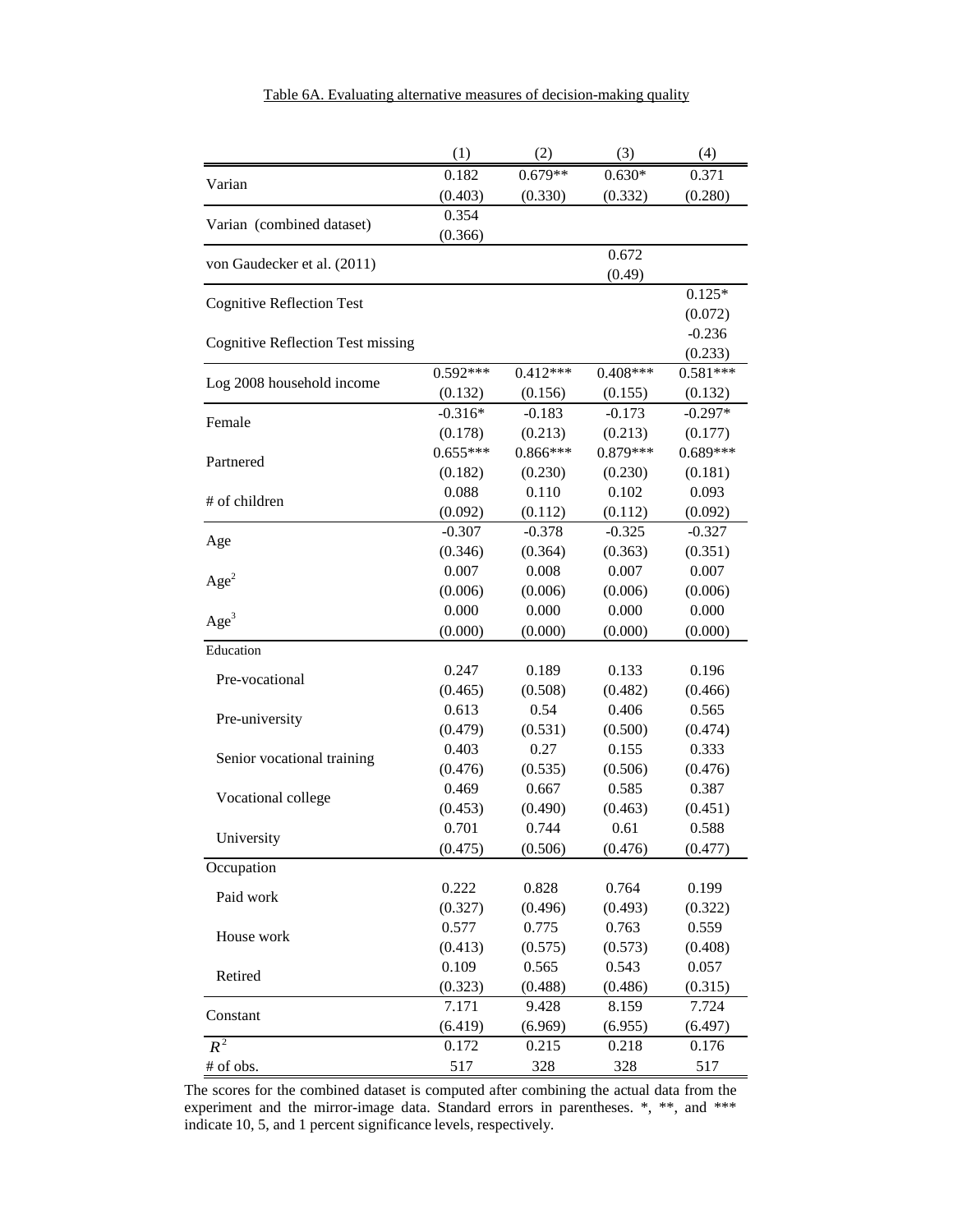Table 6A. Evaluating alternative measures of decision-making quality

| | (1) | (2) | (3) | (4) |
|---|---|---|---|---|
| Varian | 0.182 | 0.679** | 0.630* | 0.371 |
| | (0.403) | (0.330) | (0.332) | (0.280) |
| Varian (combined dataset) | 0.354 | | | |
| | (0.366) | | | |
| von Gaudecker et al. (2011) | | | 0.672 | |
| | | | (0.49) | |
| Cognitive Reflection Test | | | | 0.125* |
| | | | | (0.072) |
| Cognitive Reflection Test missing | | | | -0.236 |
| | | | | (0.233) |
| Log 2008 household income | 0.592*** | 0.412*** | 0.408*** | 0.581*** |
| | (0.132) | (0.156) | (0.155) | (0.132) |
| Female | -0.316* | -0.183 | -0.173 | -0.297* |
| | (0.178) | (0.213) | (0.213) | (0.177) |
| Partnered | 0.655*** | 0.866*** | 0.879*** | 0.689*** |
| | (0.182) | (0.230) | (0.230) | (0.181) |
| # of children | 0.088 | 0.110 | 0.102 | 0.093 |
| | (0.092) | (0.112) | (0.112) | (0.092) |
| Age | -0.307 | -0.378 | -0.325 | -0.327 |
| | (0.346) | (0.364) | (0.363) | (0.351) |
| $Age^2$ | 0.007 | 0.008 | 0.007 | 0.007 |
| | (0.006) | (0.006) | (0.006) | (0.006) |
| $Age^3$ | 0.000 | 0.000 | 0.000 | 0.000 |
| | (0.000) | (0.000) | (0.000) | (0.000) |
| Education | | | | |
| Pre-vocational | 0.247 | 0.189 | 0.133 | 0.196 |
| | (0.465) | (0.508) | (0.482) | (0.466) |
| Pre-university | 0.613 | 0.54 | 0.406 | 0.565 |
| | (0.479) | (0.531) | (0.500) | (0.474) |
| Senior vocational training | 0.403 | 0.27 | 0.155 | 0.333 |
| | (0.476) | (0.535) | (0.506) | (0.476) |
| Vocational college | 0.469 | 0.667 | 0.585 | 0.387 |
| | (0.453) | (0.490) | (0.463) | (0.451) |
| University | 0.701 | 0.744 | 0.61 | 0.588 |
| | (0.475) | (0.506) | (0.476) | (0.477) |
| Occupation | | | | |
| Paid work | 0.222 | 0.828 | 0.764 | 0.199 |
| | (0.327) | (0.496) | (0.493) | (0.322) |
| House work | 0.577 | 0.775 | 0.763 | 0.559 |
| | (0.413) | (0.575) | (0.573) | (0.408) |
| Retired | 0.109 | 0.565 | 0.543 | 0.057 |
| | (0.323) | (0.488) | (0.486) | (0.315) |
| Constant | 7.171 | 9.428 | 8.159 | 7.724 |
| | (6.419) | (6.969) | (6.955) | (6.497) |
| $R^2$ | 0.172 | 0.215 | 0.218 | 0.176 |
| # of obs. | 517 | 328 | 328 | 517 |

The scores for the combined dataset is computed after combining the actual data from the experiment and the mirror-image data. Standard errors in parentheses. *, **, and *** indicate 10, 5, and 1 percent significance levels, respectively.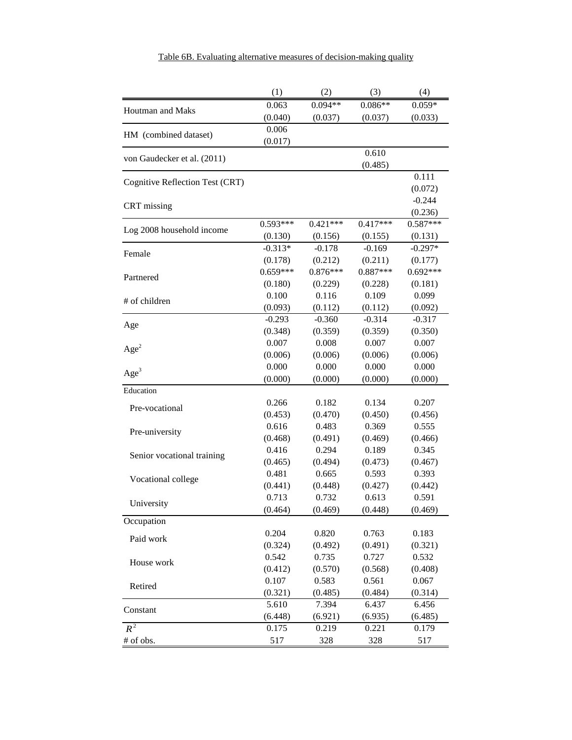Table 6B. Evaluating alternative measures of decision-making quality

| | (1) | (2) | (3) | (4) |
|---|---|---|---|---|
| Houtman and Maks | 0.063 | 0.094** | 0.086** | 0.059* |
| | (0.040) | (0.037) | (0.037) | (0.033) |
| HM (combined dataset) | 0.006 | | | |
| | (0.017) | | | |
| von Gaudecker et al. (2011) | | | 0.610 | |
| | | | (0.485) | |
| Cognitive Reflection Test (CRT) | | | | 0.111 |
| | | | | (0.072) |
| CRT missing | | | | -0.244 |
| | | | | (0.236) |
| Log 2008 household income | 0.593*** | 0.421*** | 0.417*** | 0.587*** |
| | (0.130) | (0.156) | (0.155) | (0.131) |
| Female | -0.313* | -0.178 | -0.169 | -0.297* |
| | (0.178) | (0.212) | (0.211) | (0.177) |
| Partnered | 0.659*** | 0.876*** | 0.887*** | 0.692*** |
| | (0.180) | (0.229) | (0.228) | (0.181) |
| # of children | 0.100 | 0.116 | 0.109 | 0.099 |
| | (0.093) | (0.112) | (0.112) | (0.092) |
| Age | -0.293 | -0.360 | -0.314 | -0.317 |
| | (0.348) | (0.359) | (0.359) | (0.350) |
| $Age^2$ | 0.007 | 0.008 | 0.007 | 0.007 |
| | (0.006) | (0.006) | (0.006) | (0.006) |
| $Age^3$ | 0.000 | 0.000 | 0.000 | 0.000 |
| | (0.000) | (0.000) | (0.000) | (0.000) |
| Education | | | | |
| Pre-vocational | 0.266 | 0.182 | 0.134 | 0.207 |
| | (0.453) | (0.470) | (0.450) | (0.456) |
| Pre-university | 0.616 | 0.483 | 0.369 | 0.555 |
| | (0.468) | (0.491) | (0.469) | (0.466) |
| Senior vocational training | 0.416 | 0.294 | 0.189 | 0.345 |
| | (0.465) | (0.494) | (0.473) | (0.467) |
| Vocational college | 0.481 | 0.665 | 0.593 | 0.393 |
| | (0.441) | (0.448) | (0.427) | (0.442) |
| University | 0.713 | 0.732 | 0.613 | 0.591 |
| | (0.464) | (0.469) | (0.448) | (0.469) |
| Occupation | | | | |
| Paid work | 0.204 | 0.820 | 0.763 | 0.183 |
| | (0.324) | (0.492) | (0.491) | (0.321) |
| House work | 0.542 | 0.735 | 0.727 | 0.532 |
| | (0.412) | (0.570) | (0.568) | (0.408) |
| Retired | 0.107 | 0.583 | 0.561 | 0.067 |
| | (0.321) | (0.485) | (0.484) | (0.314) |
| Constant | 5.610 | 7.394 | 6.437 | 6.456 |
| | (6.448) | (6.921) | (6.935) | (6.485) |
| $R^2$ | 0.175 | 0.219 | 0.221 | 0.179 |
| # of obs. | 517 | 328 | 328 | 517 |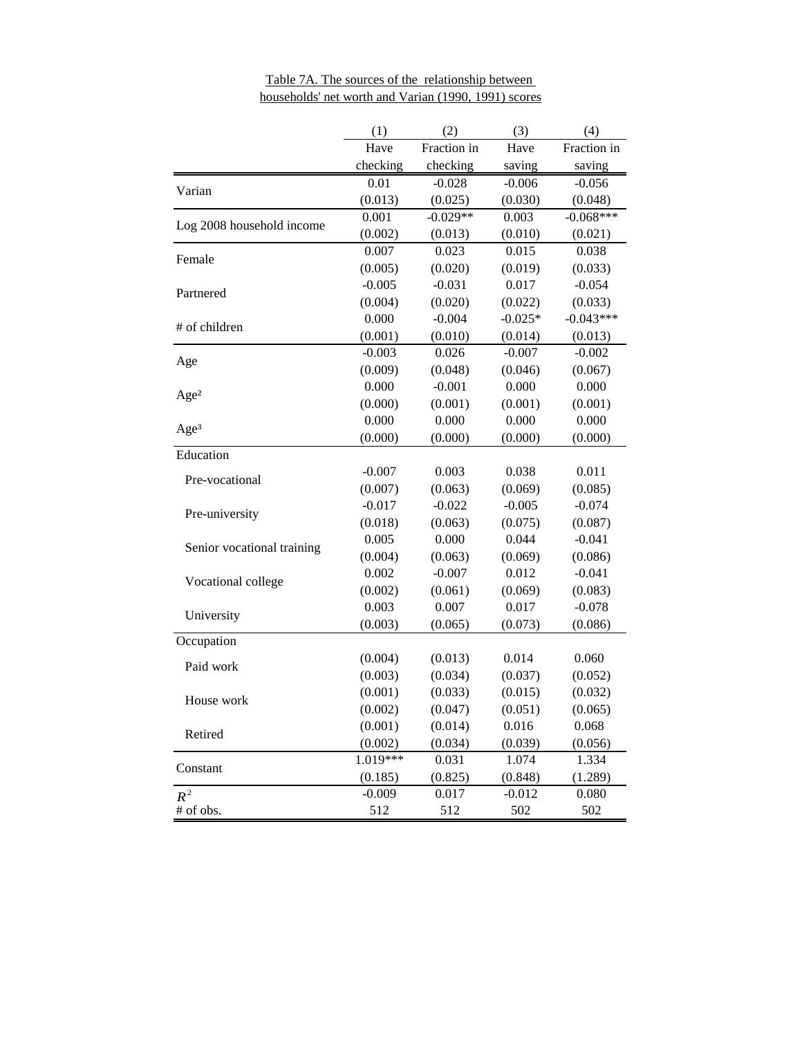Table 7A. The sources of the relationship between households' net worth and Varian (1990, 1991) scores

| | (1) Have checking | (2) Fraction in checking | (3) Have saving | (4) Fraction in saving |
|---|---|---|---|---|
| Varian | 0.01 | -0.028 | -0.006 | -0.056 |
| | (0.013) | (0.025) | (0.030) | (0.048) |
| Log 2008 household income | 0.001 | -0.029** | 0.003 | -0.068*** |
| | (0.002) | (0.013) | (0.010) | (0.021) |
| Female | 0.007 | 0.023 | 0.015 | 0.038 |
| | (0.005) | (0.020) | (0.019) | (0.033) |
| Partnered | -0.005 | -0.031 | 0.017 | -0.054 |
| | (0.004) | (0.020) | (0.022) | (0.033) |
| # of children | 0.000 | -0.004 | -0.025* | -0.043*** |
| | (0.001) | (0.010) | (0.014) | (0.013) |
| Age | -0.003 | 0.026 | -0.007 | -0.002 |
| | (0.009) | (0.048) | (0.046) | (0.067) |
| Age² | 0.000 | -0.001 | 0.000 | 0.000 |
| | (0.000) | (0.001) | (0.001) | (0.001) |
| Age³ | 0.000 | 0.000 | 0.000 | 0.000 |
| | (0.000) | (0.000) | (0.000) | (0.000) |
| Education | | | | |
| Pre-vocational | -0.007 | 0.003 | 0.038 | 0.011 |
| | (0.007) | (0.063) | (0.069) | (0.085) |
| Pre-university | -0.017 | -0.022 | -0.005 | -0.074 |
| | (0.018) | (0.063) | (0.075) | (0.087) |
| Senior vocational training | 0.005 | 0.000 | 0.044 | -0.041 |
| | (0.004) | (0.063) | (0.069) | (0.086) |
| Vocational college | 0.002 | -0.007 | 0.012 | -0.041 |
| | (0.002) | (0.061) | (0.069) | (0.083) |
| University | 0.003 | 0.007 | 0.017 | -0.078 |
| | (0.003) | (0.065) | (0.073) | (0.086) |
| Occupation | | | | |
| Paid work | (0.004) | (0.013) | 0.014 | 0.060 |
| | (0.003) | (0.034) | (0.037) | (0.052) |
| House work | (0.001) | (0.033) | (0.015) | (0.032) |
| | (0.002) | (0.047) | (0.051) | (0.065) |
| Retired | (0.001) | (0.014) | 0.016 | 0.068 |
| | (0.002) | (0.034) | (0.039) | (0.056) |
| Constant | 1.019*** | 0.031 | 1.074 | 1.334 |
| | (0.185) | (0.825) | (0.848) | (1.289) |
| $R^2$ | -0.009 | 0.017 | -0.012 | 0.080 |
| # of obs. | 512 | 512 | 502 | 502 |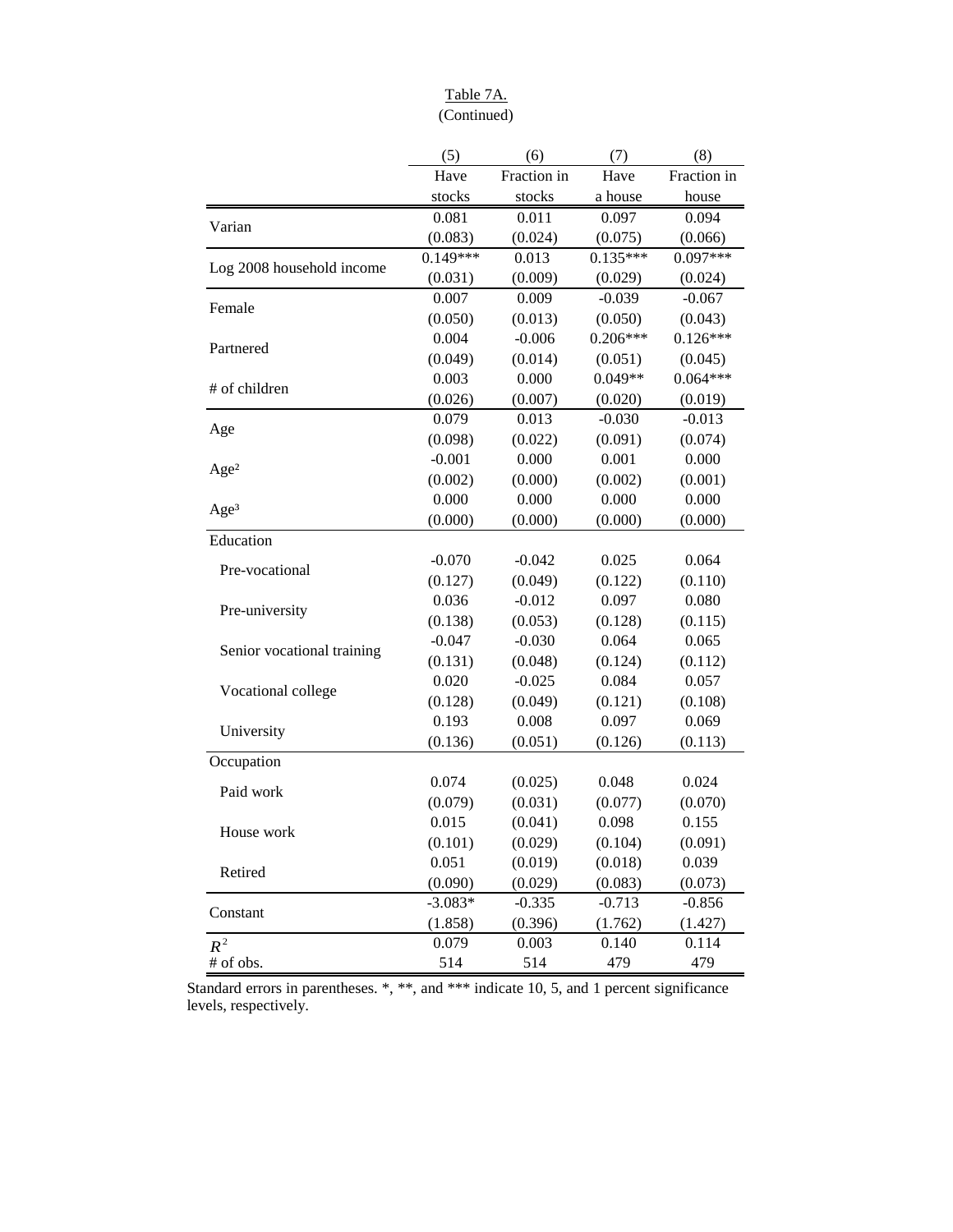Table 7A.
(Continued)

| | (5) | (6) | (7) | (8) |
|---|---|---|---|---|
| | Have stocks | Fraction in stocks | Have a house | Fraction in house |
| Varian | 0.081 | 0.011 | 0.097 | 0.094 |
| | (0.083) | (0.024) | (0.075) | (0.066) |
| Log 2008 household income | 0.149*** | 0.013 | 0.135*** | 0.097*** |
| | (0.031) | (0.009) | (0.029) | (0.024) |
| Female | 0.007 | 0.009 | -0.039 | -0.067 |
| | (0.050) | (0.013) | (0.050) | (0.043) |
| Partnered | 0.004 | -0.006 | 0.206*** | 0.126*** |
| | (0.049) | (0.014) | (0.051) | (0.045) |
| # of children | 0.003 | 0.000 | 0.049** | 0.064*** |
| | (0.026) | (0.007) | (0.020) | (0.019) |
| Age | 0.079 | 0.013 | -0.030 | -0.013 |
| | (0.098) | (0.022) | (0.091) | (0.074) |
| Age² | -0.001 | 0.000 | 0.001 | 0.000 |
| | (0.002) | (0.000) | (0.002) | (0.001) |
| Age³ | 0.000 | 0.000 | 0.000 | 0.000 |
| | (0.000) | (0.000) | (0.000) | (0.000) |
| Education | | | | |
| Pre-vocational | -0.070 | -0.042 | 0.025 | 0.064 |
| | (0.127) | (0.049) | (0.122) | (0.110) |
| Pre-university | 0.036 | -0.012 | 0.097 | 0.080 |
| | (0.138) | (0.053) | (0.128) | (0.115) |
| Senior vocational training | -0.047 | -0.030 | 0.064 | 0.065 |
| | (0.131) | (0.048) | (0.124) | (0.112) |
| Vocational college | 0.020 | -0.025 | 0.084 | 0.057 |
| | (0.128) | (0.049) | (0.121) | (0.108) |
| University | 0.193 | 0.008 | 0.097 | 0.069 |
| | (0.136) | (0.051) | (0.126) | (0.113) |
| Occupation | | | | |
| Paid work | 0.074 | (0.025) | 0.048 | 0.024 |
| | (0.079) | (0.031) | (0.077) | (0.070) |
| House work | 0.015 | (0.041) | 0.098 | 0.155 |
| | (0.101) | (0.029) | (0.104) | (0.091) |
| Retired | 0.051 | (0.019) | (0.018) | 0.039 |
| | (0.090) | (0.029) | (0.083) | (0.073) |
| Constant | -3.083* | -0.335 | -0.713 | -0.856 |
| | (1.858) | (0.396) | (1.762) | (1.427) |
| $R^2$ | 0.079 | 0.003 | 0.140 | 0.114 |
| # of obs. | 514 | 514 | 479 | 479 |

Standard errors in parentheses. *, **, and *** indicate 10, 5, and 1 percent significance levels, respectively.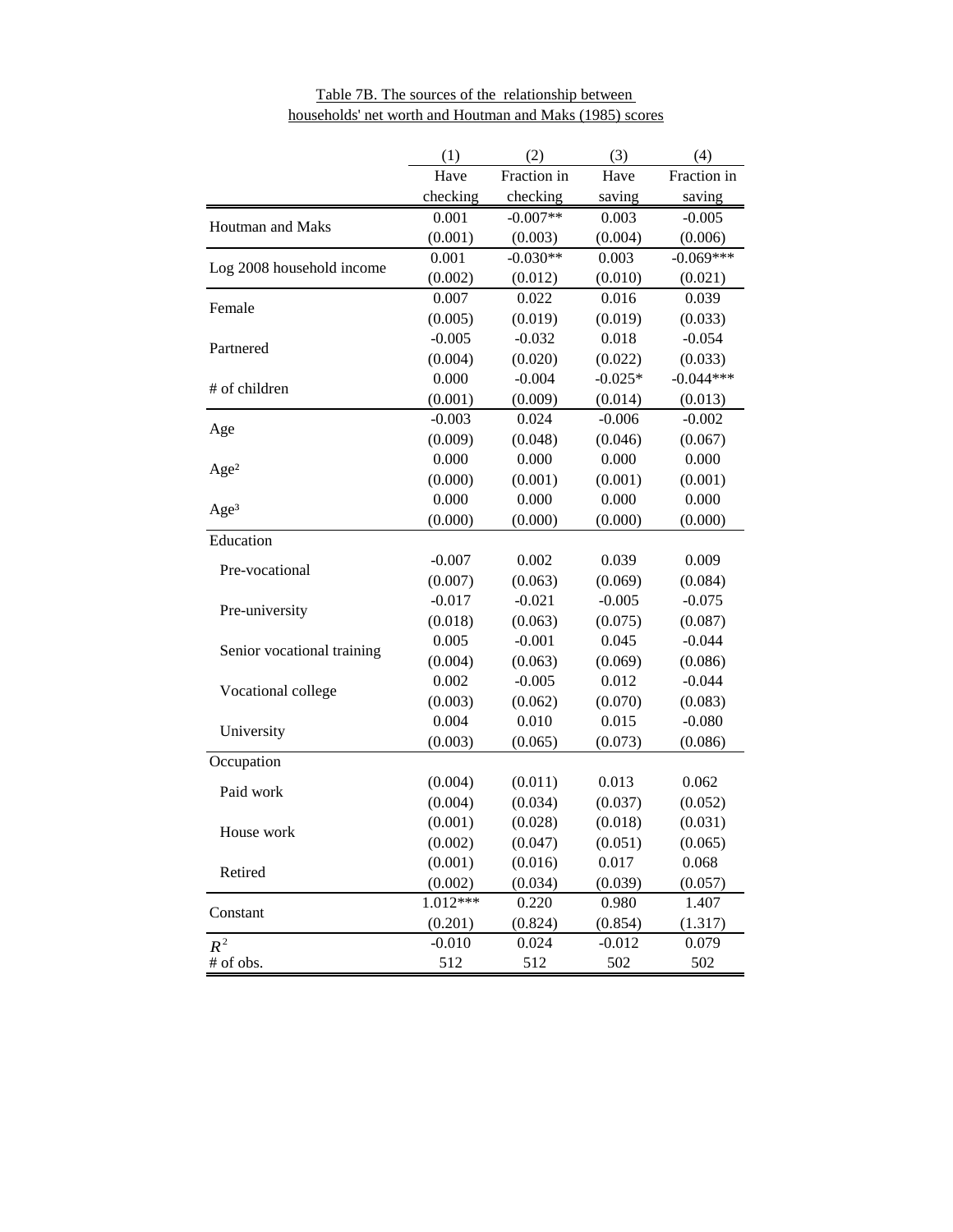Table 7B. The sources of the relationship between households' net worth and Houtman and Maks (1985) scores

| | (1) | (2) | (3) | (4) |
|---|---|---|---|---|
| | Have checking | Fraction in checking | Have saving | Fraction in saving |
| Houtman and Maks | 0.001 | -0.007** | 0.003 | -0.005 |
| | (0.001) | (0.003) | (0.004) | (0.006) |
| Log 2008 household income | 0.001 | -0.030** | 0.003 | -0.069*** |
| | (0.002) | (0.012) | (0.010) | (0.021) |
| Female | 0.007 | 0.022 | 0.016 | 0.039 |
| | (0.005) | (0.019) | (0.019) | (0.033) |
| Partnered | -0.005 | -0.032 | 0.018 | -0.054 |
| | (0.004) | (0.020) | (0.022) | (0.033) |
| # of children | 0.000 | -0.004 | -0.025* | -0.044*** |
| | (0.001) | (0.009) | (0.014) | (0.013) |
| Age | -0.003 | 0.024 | -0.006 | -0.002 |
| | (0.009) | (0.048) | (0.046) | (0.067) |
| Age² | 0.000 | 0.000 | 0.000 | 0.000 |
| | (0.000) | (0.001) | (0.001) | (0.001) |
| Age³ | 0.000 | 0.000 | 0.000 | 0.000 |
| | (0.000) | (0.000) | (0.000) | (0.000) |
| Education | | | | |
| Pre-vocational | -0.007 | 0.002 | 0.039 | 0.009 |
| | (0.007) | (0.063) | (0.069) | (0.084) |
| Pre-university | -0.017 | -0.021 | -0.005 | -0.075 |
| | (0.018) | (0.063) | (0.075) | (0.087) |
| Senior vocational training | 0.005 | -0.001 | 0.045 | -0.044 |
| | (0.004) | (0.063) | (0.069) | (0.086) |
| Vocational college | 0.002 | -0.005 | 0.012 | -0.044 |
| | (0.003) | (0.062) | (0.070) | (0.083) |
| University | 0.004 | 0.010 | 0.015 | -0.080 |
| | (0.003) | (0.065) | (0.073) | (0.086) |
| Occupation | | | | |
| Paid work | (0.004) | (0.011) | 0.013 | 0.062 |
| | (0.004) | (0.034) | (0.037) | (0.052) |
| House work | (0.001) | (0.028) | (0.018) | (0.031) |
| | (0.002) | (0.047) | (0.051) | (0.065) |
| Retired | (0.001) | (0.016) | 0.017 | 0.068 |
| | (0.002) | (0.034) | (0.039) | (0.057) |
| Constant | 1.012*** | 0.220 | 0.980 | 1.407 |
| | (0.201) | (0.824) | (0.854) | (1.317) |
| $R^2$ | -0.010 | 0.024 | -0.012 | 0.079 |
| # of obs. | 512 | 512 | 502 | 502 |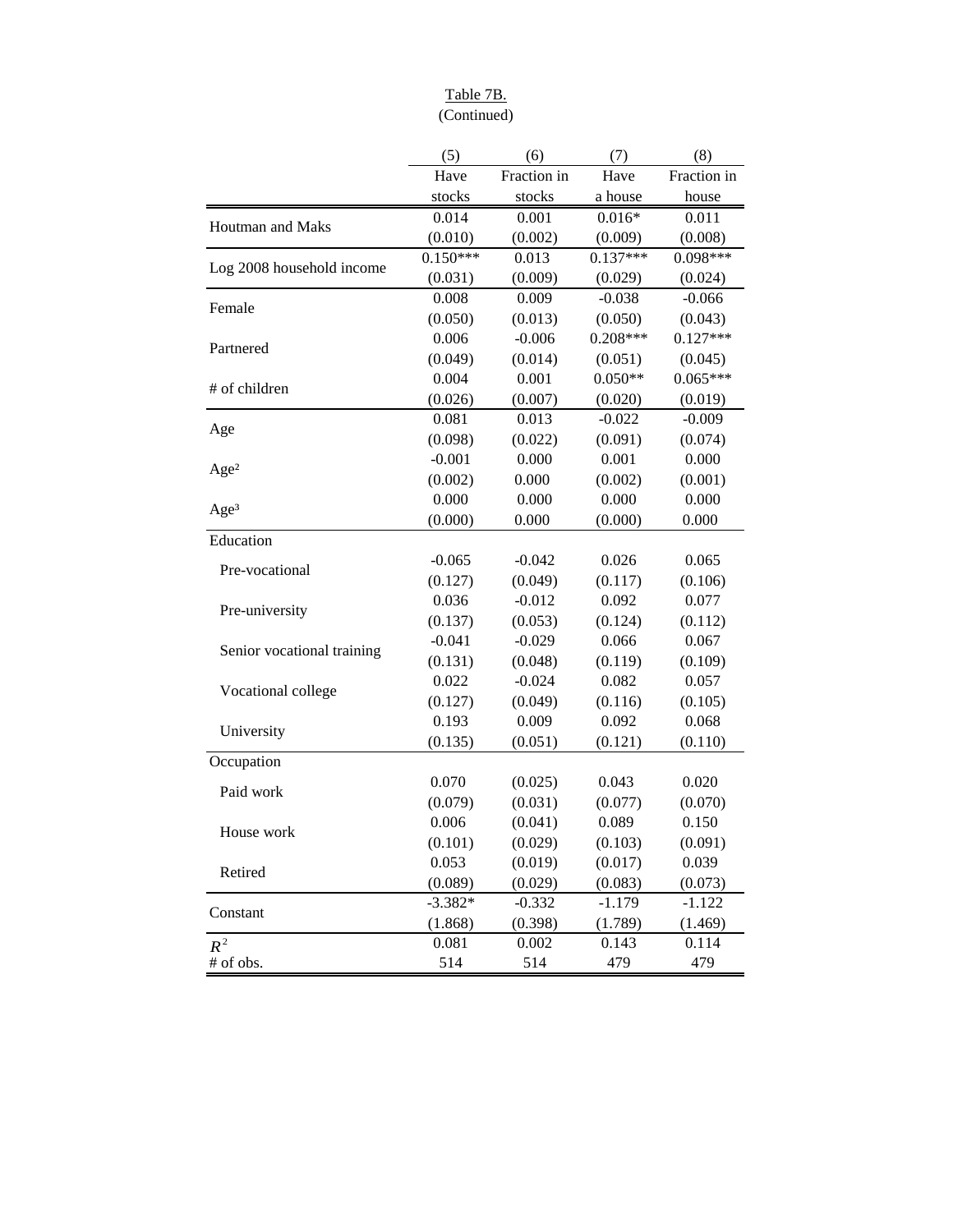Table 7B.
(Continued)

| | (5) | (6) | (7) | (8) |
|---|---|---|---|---|
| | Have stocks | Fraction in stocks | Have a house | Fraction in house |
| Houtman and Maks | 0.014 | 0.001 | 0.016* | 0.011 |
| | (0.010) | (0.002) | (0.009) | (0.008) |
| Log 2008 household income | 0.150*** | 0.013 | 0.137*** | 0.098*** |
| | (0.031) | (0.009) | (0.029) | (0.024) |
| Female | 0.008 | 0.009 | -0.038 | -0.066 |
| | (0.050) | (0.013) | (0.050) | (0.043) |
| Partnered | 0.006 | -0.006 | 0.208*** | 0.127*** |
| | (0.049) | (0.014) | (0.051) | (0.045) |
| # of children | 0.004 | 0.001 | 0.050** | 0.065*** |
| | (0.026) | (0.007) | (0.020) | (0.019) |
| Age | 0.081 | 0.013 | -0.022 | -0.009 |
| | (0.098) | (0.022) | (0.091) | (0.074) |
| $Age^2$ | -0.001 | 0.000 | 0.001 | 0.000 |
| | (0.002) | 0.000 | (0.002) | (0.001) |
| $Age^3$ | 0.000 | 0.000 | 0.000 | 0.000 |
| | (0.000) | 0.000 | (0.000) | 0.000 |
| Education | | | | |
| Pre-vocational | -0.065 | -0.042 | 0.026 | 0.065 |
| | (0.127) | (0.049) | (0.117) | (0.106) |
| Pre-university | 0.036 | -0.012 | 0.092 | 0.077 |
| | (0.137) | (0.053) | (0.124) | (0.112) |
| Senior vocational training | -0.041 | -0.029 | 0.066 | 0.067 |
| | (0.131) | (0.048) | (0.119) | (0.109) |
| Vocational college | 0.022 | -0.024 | 0.082 | 0.057 |
| | (0.127) | (0.049) | (0.116) | (0.105) |
| University | 0.193 | 0.009 | 0.092 | 0.068 |
| | (0.135) | (0.051) | (0.121) | (0.110) |
| Occupation | | | | |
| Paid work | 0.070 | (0.025) | 0.043 | 0.020 |
| | (0.079) | (0.031) | (0.077) | (0.070) |
| House work | 0.006 | (0.041) | 0.089 | 0.150 |
| | (0.101) | (0.029) | (0.103) | (0.091) |
| Retired | 0.053 | (0.019) | (0.017) | 0.039 |
| | (0.089) | (0.029) | (0.083) | (0.073) |
| Constant | -3.382* | -0.332 | -1.179 | -1.122 |
| | (1.868) | (0.398) | (1.789) | (1.469) |
| $R^2$ | 0.081 | 0.002 | 0.143 | 0.114 |
| # of obs. | 514 | 514 | 479 | 479 |